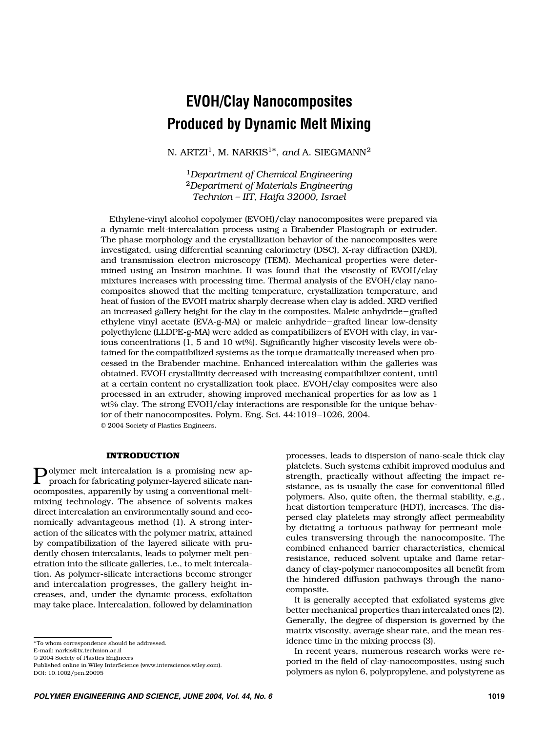# EVOH/Clay Nanocomposites Produced by Dynamic Melt Mixing

N. ARTZI[1], M. NARKIS[1]*, *and* A. SIEGMANN[2]

[1]*Department of Chemical Engineering*
[2]*Department of Materials Engineering*
*Technion – IIT, Haifa 32000, Israel*

Ethylene-vinyl alcohol copolymer (EVOH)/clay nanocomposites were prepared via a dynamic melt-intercalation process using a Brabender Plastograph or extruder. The phase morphology and the crystallization behavior of the nanocomposites were investigated, using differential scanning calorimetry (DSC), X-ray diffraction (XRD), and transmission electron microscopy (TEM). Mechanical properties were determined using an Instron machine. It was found that the viscosity of EVOH/clay mixtures increases with processing time. Thermal analysis of the EVOH/clay nanocomposites showed that the melting temperature, crystallization temperature, and heat of fusion of the EVOH matrix sharply decrease when clay is added. XRD verified an increased gallery height for the clay in the composites. Maleic anhydride–grafted ethylene vinyl acetate (EVA-g-MA) or maleic anhydride–grafted linear low-density polyethylene (LLDPE-g-MA) were added as compatibilizers of EVOH with clay, in various concentrations (1, 5 and 10 wt%). Significantly higher viscosity levels were obtained for the compatibilized systems as the torque dramatically increased when processed in the Brabender machine. Enhanced intercalation within the galleries was obtained. EVOH crystallinity decreased with increasing compatibilizer content, until at a certain content no crystallization took place. EVOH/clay composites were also processed in an extruder, showing improved mechanical properties for as low as 1 wt% clay. The strong EVOH/clay interactions are responsible for the unique behavior of their nanocomposites. Polym. Eng. Sci. 44:1019–1026, 2004.
© 2004 Society of Plastics Engineers.

## INTRODUCTION

Polymer melt intercalation is a promising new approach for fabricating polymer-layered silicate nanocomposites, apparently by using a conventional melt-mixing technology. The absence of solvents makes direct intercalation an environmentally sound and economically advantageous method (1). A strong interaction of the silicates with the polymer matrix, attained by compatibilization of the layered silicate with prudently chosen intercalants, leads to polymer melt penetration into the silicate galleries, i.e., to melt intercalation. As polymer-silicate interactions become stronger and intercalation progresses, the gallery height increases, and, under the dynamic process, exfoliation may take place. Intercalation, followed by delamination processes, leads to dispersion of nano-scale thick clay platelets. Such systems exhibit improved modulus and strength, practically without affecting the impact resistance, as is usually the case for conventional filled polymers. Also, quite often, the thermal stability, e.g., heat distortion temperature (HDT), increases. The dispersed clay platelets may strongly affect permeability by dictating a tortuous pathway for permeant molecules transversing through the nanocomposite. The combined enhanced barrier characteristics, chemical resistance, reduced solvent uptake and flame retardancy of clay-polymer nanocomposites all benefit from the hindered diffusion pathways through the nanocomposite.

It is generally accepted that exfoliated systems give better mechanical properties than intercalated ones (2). Generally, the degree of dispersion is governed by the matrix viscosity, average shear rate, and the mean residence time in the mixing process (3).

In recent years, numerous research works were reported in the field of clay-nanocomposites, using such polymers as nylon 6, polypropylene, and polystyrene as

*To whom correspondence should be addressed.
E-mail: narkis@tx.technion.ac.il
© 2004 Society of Plastics Engineers
Published online in Wiley InterScience (www.interscience.wiley.com).
DOI: 10.1002/pen.20095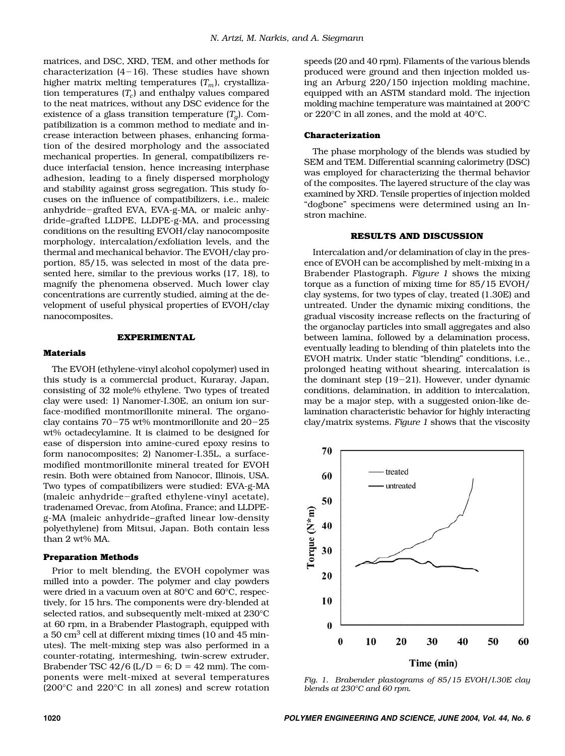matrices, and DSC, XRD, TEM, and other methods for characterization (4–16). These studies have shown higher matrix melting temperatures ($T_m$), crystallization temperatures ($T_c$) and enthalpy values compared to the neat matrices, without any DSC evidence for the existence of a glass transition temperature ($T_g$). Compatibilization is a common method to mediate and increase interaction between phases, enhancing formation of the desired morphology and the associated mechanical properties. In general, compatibilizers reduce interfacial tension, hence increasing interphase adhesion, leading to a finely dispersed morphology and stability against gross segregation. This study focuses on the influence of compatibilizers, i.e., maleic anhydride–grafted EVA, EVA-g-MA, or maleic anhydride–grafted LLDPE, LLDPE-g-MA, and processing conditions on the resulting EVOH/clay nanocomposite morphology, intercalation/exfoliation levels, and the thermal and mechanical behavior. The EVOH/clay proportion, 85/15, was selected in most of the data presented here, similar to the previous works (17, 18), to magnify the phenomena observed. Much lower clay concentrations are currently studied, aiming at the development of useful physical properties of EVOH/clay nanocomposites.

## EXPERIMENTAL

### Materials

The EVOH (ethylene-vinyl alcohol copolymer) used in this study is a commercial product, Kuraray, Japan, consisting of 32 mole% ethylene. Two types of treated clay were used: 1) Nanomer-I.30E, an onium ion surface-modified montmorillonite mineral. The organoclay contains 70–75 wt% montmorillonite and 20–25 wt% octadecylamine. It is claimed to be designed for ease of dispersion into amine-cured epoxy resins to form nanocomposites; 2) Nanomer-I.35L, a surface-modified montmorillonite mineral treated for EVOH resin. Both were obtained from Nanocor, Illinois, USA. Two types of compatibilizers were studied: EVA-g-MA (maleic anhydride–grafted ethylene-vinyl acetate), tradenamed Orevac, from Atofina, France; and LLDPE-g-MA (maleic anhydride–grafted linear low-density polyethylene) from Mitsui, Japan. Both contain less than 2 wt% MA.

### Preparation Methods

Prior to melt blending, the EVOH copolymer was milled into a powder. The polymer and clay powders were dried in a vacuum oven at 80°C and 60°C, respectively, for 15 hrs. The components were dry-blended at selected ratios, and subsequently melt-mixed at 230°C at 60 rpm, in a Brabender Plastograph, equipped with a 50 $cm^3$ cell at different mixing times (10 and 45 minutes). The melt-mixing step was also performed in a counter-rotating, intermeshing, twin-screw extruder, Brabender TSC 42/6 (L/D = 6; D = 42 mm). The components were melt-mixed at several temperatures (200°C and 220°C in all zones) and screw rotation speeds (20 and 40 rpm). Filaments of the various blends produced were ground and then injection molded using an Arburg 220/150 injection molding machine, equipped with an ASTM standard mold. The injection molding machine temperature was maintained at 200°C or 220°C in all zones, and the mold at 40°C.

### Characterization

The phase morphology of the blends was studied by SEM and TEM. Differential scanning calorimetry (DSC) was employed for characterizing the thermal behavior of the composites. The layered structure of the clay was examined by XRD. Tensile properties of injection molded "dogbone" specimens were determined using an Instron machine.

## RESULTS AND DISCUSSION

Intercalation and/or delamination of clay in the presence of EVOH can be accomplished by melt-mixing in a Brabender Plastograph. *Figure 1* shows the mixing torque as a function of mixing time for 85/15 EVOH/clay systems, for two types of clay, treated (1.30E) and untreated. Under the dynamic mixing conditions, the gradual viscosity increase reflects on the fracturing of the organoclay particles into small aggregates and also between lamina, followed by a delamination process, eventually leading to blending of thin platelets into the EVOH matrix. Under static "blending" conditions, i.e., prolonged heating without shearing, intercalation is the dominant step (19–21). However, under dynamic conditions, delamination, in addition to intercalation, may be a major step, with a suggested onion-like delamination characteristic behavior for highly interacting clay/matrix systems. *Figure 1* shows that the viscosity

*Fig. 1. Brabender plastograms of 85/15 EVOH/I.30E clay blends at 230°C and 60 rpm.*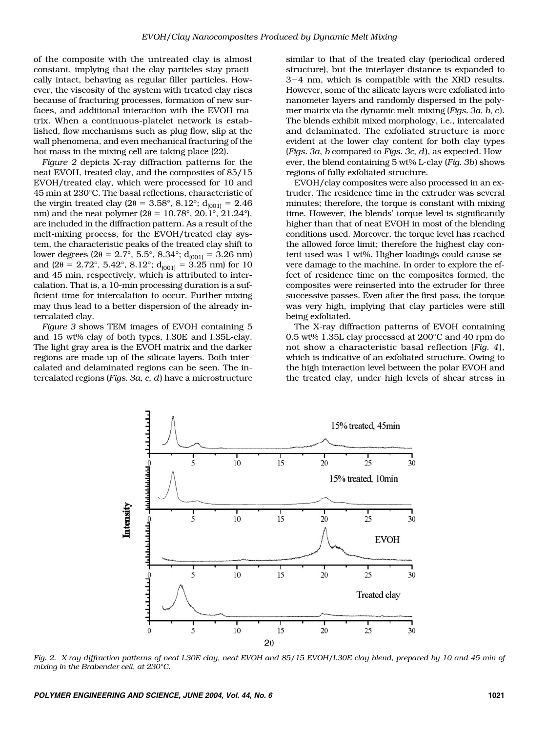of the composite with the untreated clay is almost constant, implying that the clay particles stay practically intact, behaving as regular filler particles. However, the viscosity of the system with treated clay rises because of fracturing processes, formation of new surfaces, and additional interaction with the EVOH matrix. When a continuous-platelet network is established, flow mechanisms such as plug flow, slip at the wall phenomena, and even mechanical fracturing of the hot mass in the mixing cell are taking place (22).

*Figure 2* depicts X-ray diffraction patterns for the neat EVOH, treated clay, and the composites of 85/15 EVOH/treated clay, which were processed for 10 and 45 min at 230°C. The basal reflections, characteristic of the virgin treated clay ($2\theta = 3.58°$, $8.12°$; $d_{(001)} = 2.46$ nm) and the neat polymer ($2\theta = 10.78°$, $20.1°$, $21.24°$), are included in the diffraction pattern. As a result of the melt-mixing process, for the EVOH/treated clay system, the characteristic peaks of the treated clay shift to lower degrees ($2\theta = 2.7°$, $5.5°$, $8.34°$; $d_{(001)} = 3.26$ nm) and ($2\theta = 2.72°$, $5.42°$, $8.12°$; $d_{(001)} = 3.25$ nm) for 10 and 45 min, respectively, which is attributed to intercalation. That is, a 10-min processing duration is a sufficient time for intercalation to occur. Further mixing may thus lead to a better dispersion of the already intercalated clay.

*Figure 3* shows TEM images of EVOH containing 5 and 15 wt% clay of both types, I.30E and I.35L-clay. The light gray area is the EVOH matrix and the darker regions are made up of the silicate layers. Both intercalated and delaminated regions can be seen. The intercalated regions (*Figs. 3a, c, d*) have a microstructure similar to that of the treated clay (periodical ordered structure), but the interlayer distance is expanded to 3–4 nm, which is compatible with the XRD results. However, some of the silicate layers were exfoliated into nanometer layers and randomly dispersed in the polymer matrix via the dynamic melt-mixing (*Figs. 3a, b, c*). The blends exhibit mixed morphology, i.e., intercalated and delaminated. The exfoliated structure is more evident at the lower clay content for both clay types (*Figs. 3a, b* compared to *Figs. 3c, d*), as expected. However, the blend containing 5 wt% L-clay (*Fig. 3b*) shows regions of fully exfoliated structure.

EVOH/clay composites were also processed in an extruder. The residence time in the extruder was several minutes; therefore, the torque is constant with mixing time. However, the blends' torque level is significantly higher than that of neat EVOH in most of the blending conditions used. Moreover, the torque level has reached the allowed force limit; therefore the highest clay content used was 1 wt%. Higher loadings could cause severe damage to the machine. In order to explore the effect of residence time on the composites formed, the composites were reinserted into the extruder for three successive passes. Even after the first pass, the torque was very high, implying that clay particles were still being exfoliated.

The X-ray diffraction patterns of EVOH containing 0.5 wt% 1.35L clay processed at 200°C and 40 rpm do not show a characteristic basal reflection (*Fig. 4*), which is indicative of an exfoliated structure. Owing to the high interaction level between the polar EVOH and the treated clay, under high levels of shear stress in

*Fig. 2. X-ray diffraction patterns of neat I.30E clay, neat EVOH and 85/15 EVOH/I.30E clay blend, prepared by 10 and 45 min of mixing in the Brabender cell, at 230°C.*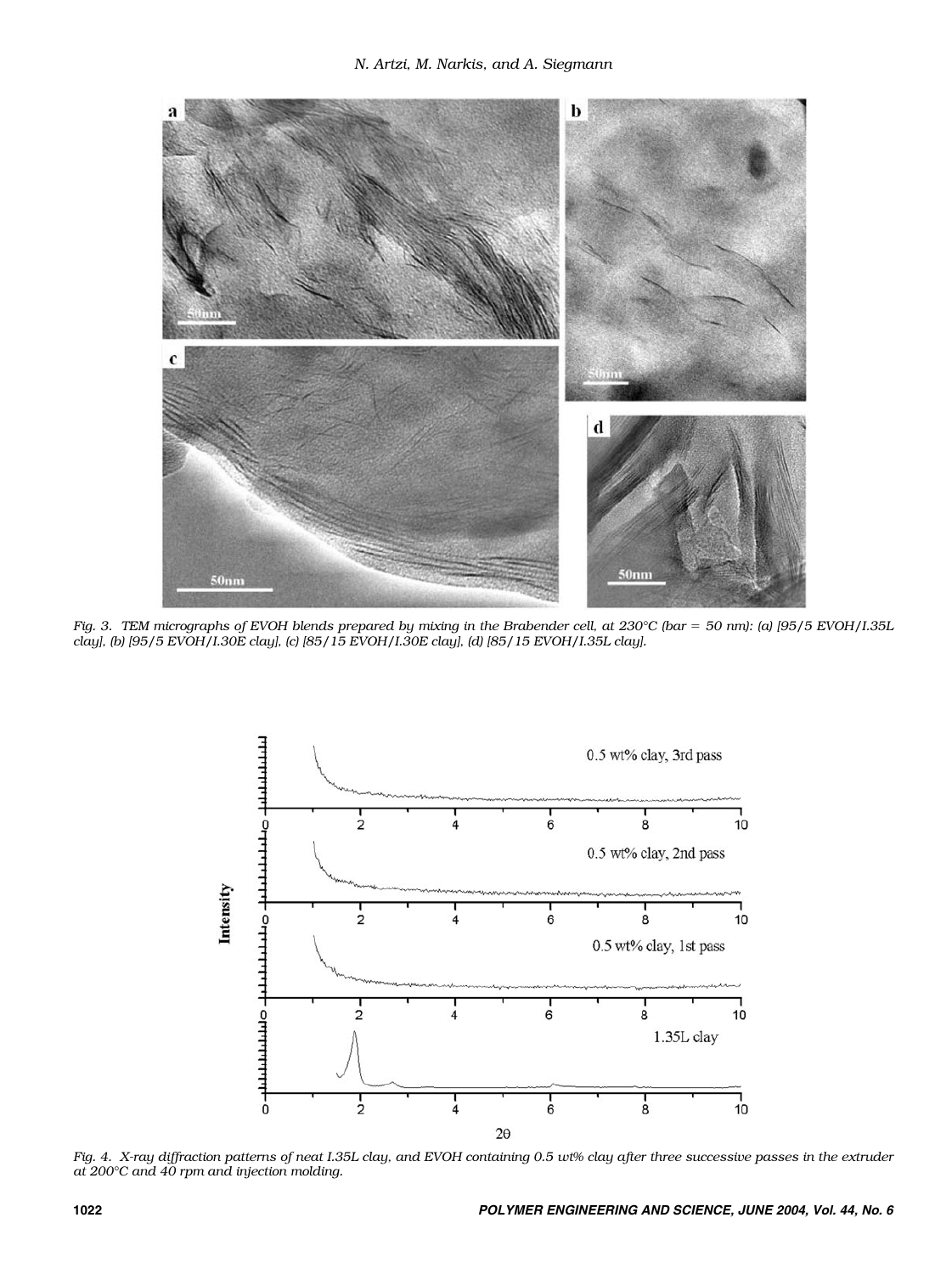*Fig. 3. TEM micrographs of EVOH blends prepared by mixing in the Brabender cell, at 230°C (bar = 50 nm): (a) [95/5 EVOH/I.35L clay], (b) [95/5 EVOH/I.30E clay], (c) [85/15 EVOH/I.30E clay], (d) [85/15 EVOH/I.35L clay].*

*Fig. 4. X-ray diffraction patterns of neat I.35L clay, and EVOH containing 0.5 wt% clay after three successive passes in the extruder at 200°C and 40 rpm and injection molding.*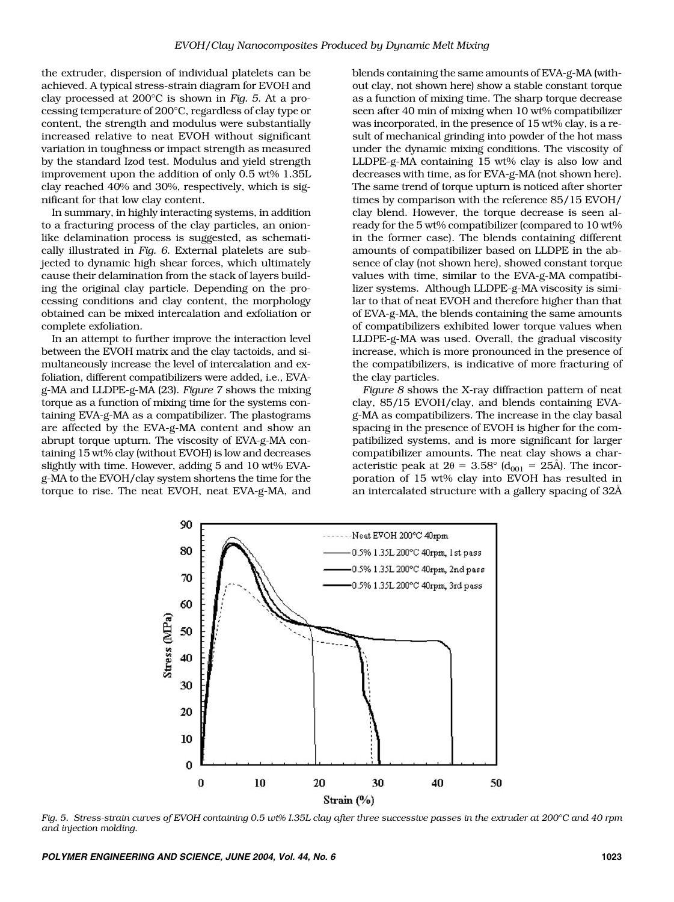the extruder, dispersion of individual platelets can be achieved. A typical stress-strain diagram for EVOH and clay processed at 200°C is shown in *Fig. 5*. At a processing temperature of 200°C, regardless of clay type or content, the strength and modulus were substantially increased relative to neat EVOH without significant variation in toughness or impact strength as measured by the standard Izod test. Modulus and yield strength improvement upon the addition of only 0.5 wt% 1.35L clay reached 40% and 30%, respectively, which is significant for that low clay content.

In summary, in highly interacting systems, in addition to a fracturing process of the clay particles, an onion-like delamination process is suggested, as schematically illustrated in *Fig. 6*. External platelets are subjected to dynamic high shear forces, which ultimately cause their delamination from the stack of layers building the original clay particle. Depending on the processing conditions and clay content, the morphology obtained can be mixed intercalation and exfoliation or complete exfoliation.

In an attempt to further improve the interaction level between the EVOH matrix and the clay tactoids, and simultaneously increase the level of intercalation and exfoliation, different compatibilizers were added, i.e., EVA-g-MA and LLDPE-g-MA (23). *Figure 7* shows the mixing torque as a function of mixing time for the systems containing EVA-g-MA as a compatibilizer. The plastograms are affected by the EVA-g-MA content and show an abrupt torque upturn. The viscosity of EVA-g-MA containing 15 wt% clay (without EVOH) is low and decreases slightly with time. However, adding 5 and 10 wt% EVA-g-MA to the EVOH/clay system shortens the time for the torque to rise. The neat EVOH, neat EVA-g-MA, and blends containing the same amounts of EVA-g-MA (without clay, not shown here) show a stable constant torque as a function of mixing time. The sharp torque decrease seen after 40 min of mixing when 10 wt% compatibilizer was incorporated, in the presence of 15 wt% clay, is a result of mechanical grinding into powder of the hot mass under the dynamic mixing conditions. The viscosity of LLDPE-g-MA containing 15 wt% clay is also low and decreases with time, as for EVA-g-MA (not shown here). The same trend of torque upturn is noticed after shorter times by comparison with the reference 85/15 EVOH/clay blend. However, the torque decrease is seen already for the 5 wt% compatibilizer (compared to 10 wt% in the former case). The blends containing different amounts of compatibilizer based on LLDPE in the absence of clay (not shown here), showed constant torque values with time, similar to the EVA-g-MA compatibilizer systems. Although LLDPE-g-MA viscosity is similar to that of neat EVOH and therefore higher than that of EVA-g-MA, the blends containing the same amounts of compatibilizers exhibited lower torque values when LLDPE-g-MA was used. Overall, the gradual viscosity increase, which is more pronounced in the presence of the compatibilizers, is indicative of more fracturing of the clay particles.

*Figure 8* shows the X-ray diffraction pattern of neat clay, 85/15 EVOH/clay, and blends containing EVA-g-MA as compatibilizers. The increase in the clay basal spacing in the presence of EVOH is higher for the compatibilized systems, and is more significant for larger compatibilizer amounts. The neat clay shows a characteristic peak at $2\theta = 3.58°$ ($d_{001} = 25$Å). The incorporation of 15 wt% clay into EVOH has resulted in an intercalated structure with a gallery spacing of 32Å

*Fig. 5. Stress-strain curves of EVOH containing 0.5 wt% I.35L clay after three successive passes in the extruder at 200°C and 40 rpm and injection molding.*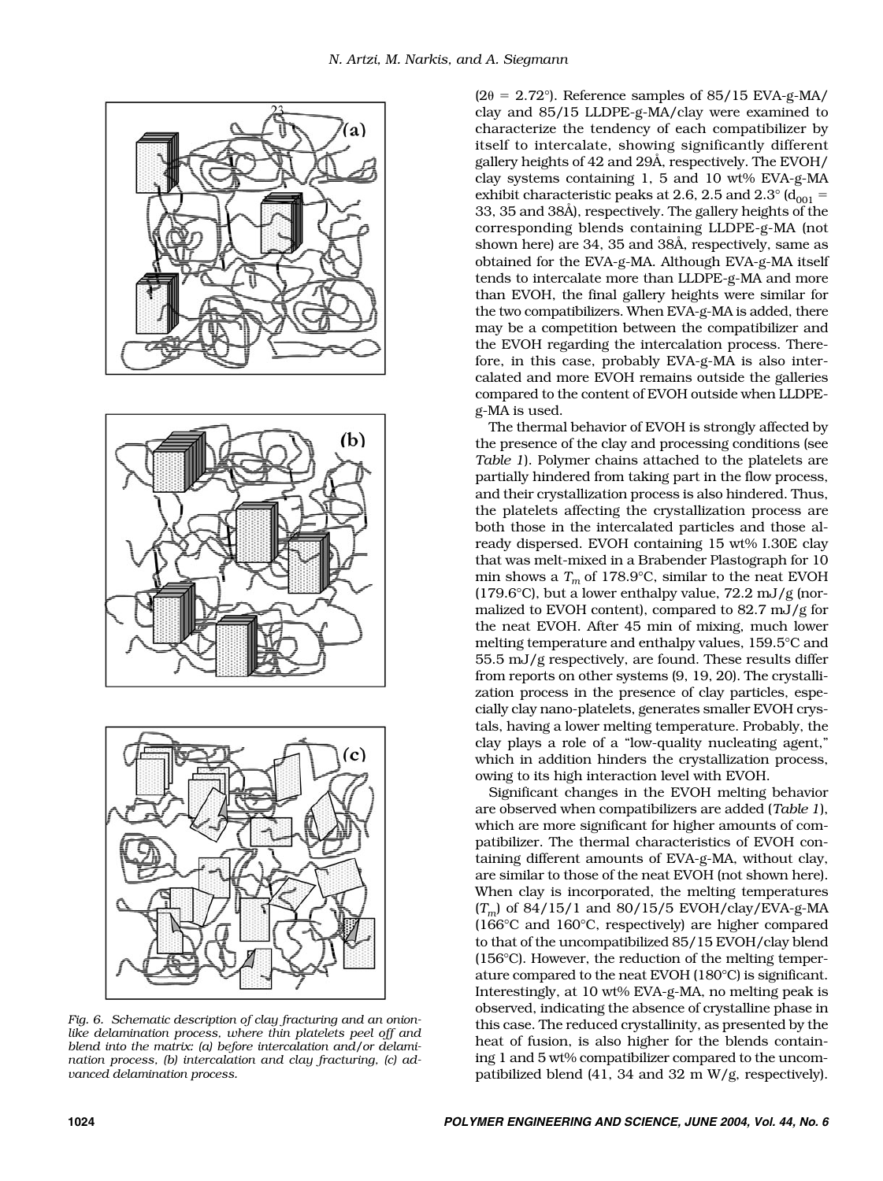Fig. 6. Schematic description of clay fracturing and an onion-like delamination process, where thin platelets peel off and blend into the matrix: (a) before intercalation and/or delamination process, (b) intercalation and clay fracturing, (c) advanced delamination process.

($2\theta = 2.72°$). Reference samples of 85/15 EVA-g-MA/clay and 85/15 LLDPE-g-MA/clay were examined to characterize the tendency of each compatibilizer by itself to intercalate, showing significantly different gallery heights of 42 and 29Å, respectively. The EVOH/clay systems containing 1, 5 and 10 wt% EVA-g-MA exhibit characteristic peaks at 2.6, 2.5 and 2.3° ($d_{001}$ = 33, 35 and 38Å), respectively. The gallery heights of the corresponding blends containing LLDPE-g-MA (not shown here) are 34, 35 and 38Å, respectively, same as obtained for the EVA-g-MA. Although EVA-g-MA itself tends to intercalate more than LLDPE-g-MA and more than EVOH, the final gallery heights were similar for the two compatibilizers. When EVA-g-MA is added, there may be a competition between the compatibilizer and the EVOH regarding the intercalation process. Therefore, in this case, probably EVA-g-MA is also intercalated and more EVOH remains outside the galleries compared to the content of EVOH outside when LLDPE-g-MA is used.

The thermal behavior of EVOH is strongly affected by the presence of the clay and processing conditions (see *Table 1*). Polymer chains attached to the platelets are partially hindered from taking part in the flow process, and their crystallization process is also hindered. Thus, the platelets affecting the crystallization process are both those in the intercalated particles and those already dispersed. EVOH containing 15 wt% I.30E clay that was melt-mixed in a Brabender Plastograph for 10 min shows a $T_m$ of 178.9°C, similar to the neat EVOH (179.6°C), but a lower enthalpy value, 72.2 mJ/g (normalized to EVOH content), compared to 82.7 mJ/g for the neat EVOH. After 45 min of mixing, much lower melting temperature and enthalpy values, 159.5°C and 55.5 mJ/g respectively, are found. These results differ from reports on other systems (9, 19, 20). The crystallization process in the presence of clay particles, especially clay nano-platelets, generates smaller EVOH crystals, having a lower melting temperature. Probably, the clay plays a role of a "low-quality nucleating agent," which in addition hinders the crystallization process, owing to its high interaction level with EVOH.

Significant changes in the EVOH melting behavior are observed when compatibilizers are added (*Table 1*), which are more significant for higher amounts of compatibilizer. The thermal characteristics of EVOH containing different amounts of EVA-g-MA, without clay, are similar to those of the neat EVOH (not shown here). When clay is incorporated, the melting temperatures ($T_m$) of 84/15/1 and 80/15/5 EVOH/clay/EVA-g-MA (166°C and 160°C, respectively) are higher compared to that of the uncompatibilized 85/15 EVOH/clay blend (156°C). However, the reduction of the melting temperature compared to the neat EVOH (180°C) is significant. Interestingly, at 10 wt% EVA-g-MA, no melting peak is observed, indicating the absence of crystalline phase in this case. The reduced crystallinity, as presented by the heat of fusion, is also higher for the blends containing 1 and 5 wt% compatibilizer compared to the uncompatibilized blend (41, 34 and 32 m W/g, respectively).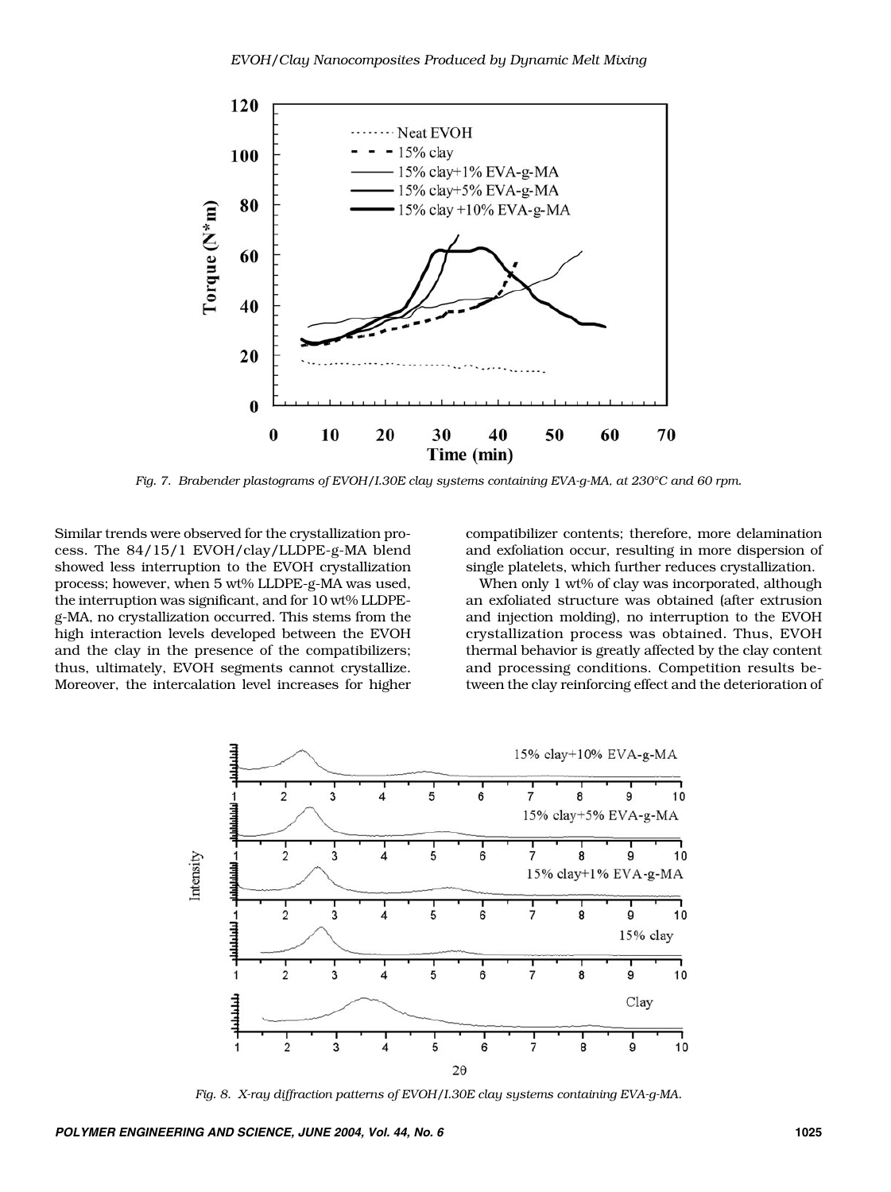Fig. 7. Brabender plastograms of EVOH/I.30E clay systems containing EVA-g-MA, at 230°C and 60 rpm.

Similar trends were observed for the crystallization process. The 84/15/1 EVOH/clay/LLDPE-g-MA blend showed less interruption to the EVOH crystallization process; however, when 5 wt% LLDPE-g-MA was used, the interruption was significant, and for 10 wt% LLDPE-g-MA, no crystallization occurred. This stems from the high interaction levels developed between the EVOH and the clay in the presence of the compatibilizers; thus, ultimately, EVOH segments cannot crystallize. Moreover, the intercalation level increases for higher compatibilizer contents; therefore, more delamination and exfoliation occur, resulting in more dispersion of single platelets, which further reduces crystallization.

When only 1 wt% of clay was incorporated, although an exfoliated structure was obtained (after extrusion and injection molding), no interruption to the EVOH crystallization process was obtained. Thus, EVOH thermal behavior is greatly affected by the clay content and processing conditions. Competition results between the clay reinforcing effect and the deterioration of

Fig. 8. X-ray diffraction patterns of EVOH/I.30E clay systems containing EVA-g-MA.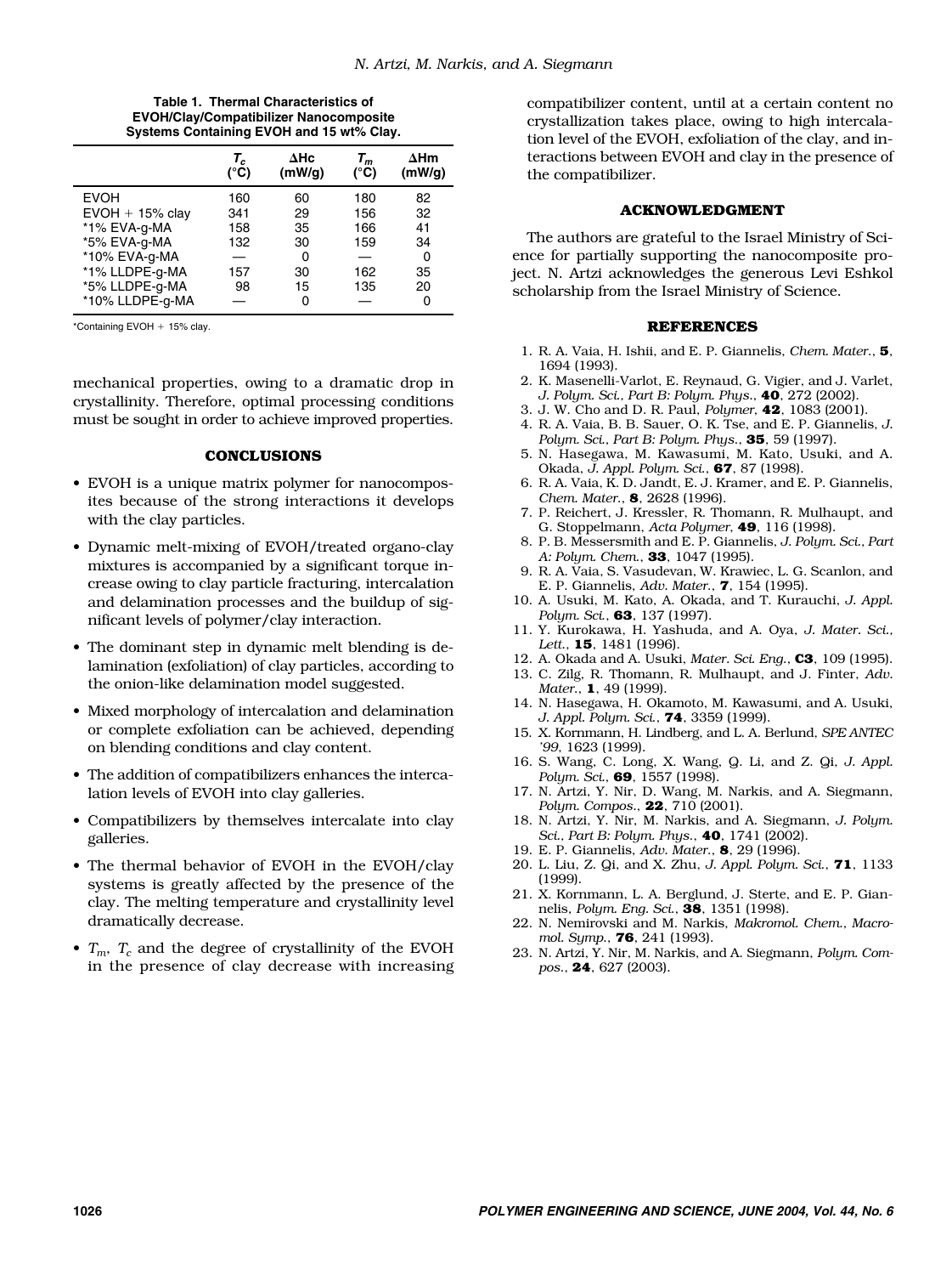**Table 1. Thermal Characteristics of EVOH/Clay/Compatibilizer Nanocomposite Systems Containing EVOH and 15 wt% Clay.**

| | $T_c$ (°C) | ΔHc (mW/g) | $T_m$ (°C) | ΔHm (mW/g) |
|---|---|---|---|---|
| EVOH | 160 | 60 | 180 | 82 |
| EVOH + 15% clay | 341 | 29 | 156 | 32 |
| *1% EVA-g-MA | 158 | 35 | 166 | 41 |
| *5% EVA-g-MA | 132 | 30 | 159 | 34 |
| *10% EVA-g-MA | — | 0 | — | 0 |
| *1% LLDPE-g-MA | 157 | 30 | 162 | 35 |
| *5% LLDPE-g-MA | 98 | 15 | 135 | 20 |
| *10% LLDPE-g-MA | — | 0 | — | 0 |

*Containing EVOH + 15% clay.

mechanical properties, owing to a dramatic drop in crystallinity. Therefore, optimal processing conditions must be sought in order to achieve improved properties.

## CONCLUSIONS

- EVOH is a unique matrix polymer for nanocomposites because of the strong interactions it develops with the clay particles.
- Dynamic melt-mixing of EVOH/treated organo-clay mixtures is accompanied by a significant torque increase owing to clay particle fracturing, intercalation and delamination processes and the buildup of significant levels of polymer/clay interaction.
- The dominant step in dynamic melt blending is delamination (exfoliation) of clay particles, according to the onion-like delamination model suggested.
- Mixed morphology of intercalation and delamination or complete exfoliation can be achieved, depending on blending conditions and clay content.
- The addition of compatibilizers enhances the intercalation levels of EVOH into clay galleries.
- Compatibilizers by themselves intercalate into clay galleries.
- The thermal behavior of EVOH in the EVOH/clay systems is greatly affected by the presence of the clay. The melting temperature and crystallinity level dramatically decrease.
- $T_m$, $T_c$ and the degree of crystallinity of the EVOH in the presence of clay decrease with increasing compatibilizer content, until at a certain content no crystallization takes place, owing to high intercalation level of the EVOH, exfoliation of the clay, and interactions between EVOH and clay in the presence of the compatibilizer.

## ACKNOWLEDGMENT

The authors are grateful to the Israel Ministry of Science for partially supporting the nanocomposite project. N. Artzi acknowledges the generous Levi Eshkol scholarship from the Israel Ministry of Science.

## REFERENCES

1. R. A. Vaia, H. Ishii, and E. P. Giannelis, *Chem. Mater.*, **5**, 1694 (1993).
2. K. Masenelli-Varlot, E. Reynaud, G. Vigier, and J. Varlet, *J. Polym. Sci., Part B: Polym. Phys.*, **40**, 272 (2002).
3. J. W. Cho and D. R. Paul, *Polymer*, **42**, 1083 (2001).
4. R. A. Vaia, B. B. Sauer, O. K. Tse, and E. P. Giannelis, *J. Polym. Sci., Part B: Polym. Phys.*, **35**, 59 (1997).
5. N. Hasegawa, M. Kawasumi, M. Kato, Usuki, and A. Okada, *J. Appl. Polym. Sci.*, **67**, 87 (1998).
6. R. A. Vaia, K. D. Jandt, E. J. Kramer, and E. P. Giannelis, *Chem. Mater.*, **8**, 2628 (1996).
7. P. Reichert, J. Kressler, R. Thomann, R. Mulhaupt, and G. Stoppelmann, *Acta Polymer*, **49**, 116 (1998).
8. P. B. Messersmith and E. P. Giannelis, *J. Polym. Sci., Part A: Polym. Chem.*, **33**, 1047 (1995).
9. R. A. Vaia, S. Vasudevan, W. Krawiec, L. G. Scanlon, and E. P. Giannelis, *Adv. Mater.*, **7**, 154 (1995).
10. A. Usuki, M. Kato, A. Okada, and T. Kurauchi, *J. Appl. Polym. Sci.*, **63**, 137 (1997).
11. Y. Kurokawa, H. Yashuda, and A. Oya, *J. Mater. Sci., Lett.*, **15**, 1481 (1996).
12. A. Okada and A. Usuki, *Mater. Sci. Eng.*, **C3**, 109 (1995).
13. C. Zilg, R. Thomann, R. Mulhaupt, and J. Finter, *Adv. Mater.*, **1**, 49 (1999).
14. N. Hasegawa, H. Okamoto, M. Kawasumi, and A. Usuki, *J. Appl. Polym. Sci.*, **74**, 3359 (1999).
15. X. Kornmann, H. Lindberg, and L. A. Berlund, *SPE ANTEC '99*, 1623 (1999).
16. S. Wang, C. Long, X. Wang, Q. Li, and Z. Qi, *J. Appl. Polym. Sci.*, **69**, 1557 (1998).
17. N. Artzi, Y. Nir, D. Wang, M. Narkis, and A. Siegmann, *Polym. Compos.*, **22**, 710 (2001).
18. N. Artzi, Y. Nir, M. Narkis, and A. Siegmann, *J. Polym. Sci., Part B: Polym. Phys.*, **40**, 1741 (2002).
19. E. P. Giannelis, *Adv. Mater.*, **8**, 29 (1996).
20. L. Liu, Z. Qi, and X. Zhu, *J. Appl. Polym. Sci.*, **71**, 1133 (1999).
21. X. Kornmann, L. A. Berglund, J. Sterte, and E. P. Giannelis, *Polym. Eng. Sci.*, **38**, 1351 (1998).
22. N. Nemirovski and M. Narkis, *Makromol. Chem., Macromol. Symp.*, **76**, 241 (1993).
23. N. Artzi, Y. Nir, M. Narkis, and A. Siegmann, *Polym. Compos.*, **24**, 627 (2003).